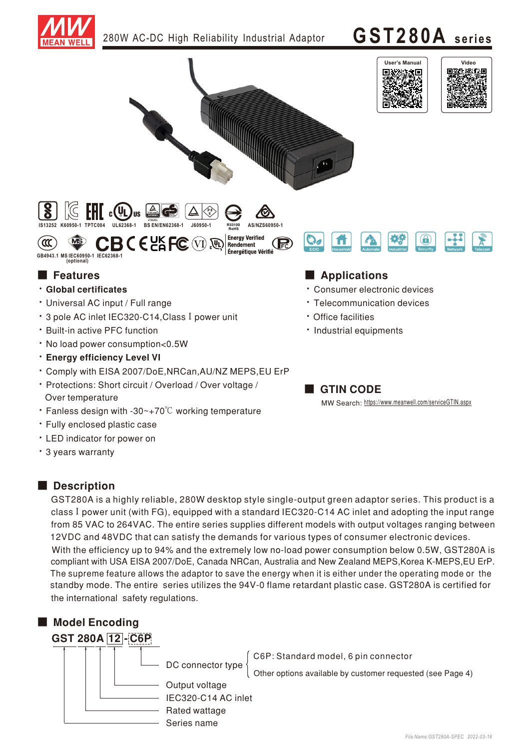# 280W AC-DC High Reliability Industrial Adaptor — GST280A series

User's Manual | Video

IS13252 K60950-1 TPTC004 UL62368-1 BS EN/EN62368-1 J60950-1 R33100 RoHS AS/NZS60950-1

GB4943.1 MS IEC60950-1 IEC62368-1 (optional)

Energy Verified / Rendement Énergétique Vérifié

ECO Household Automate Industrial Security Network Telecom

## Features

- **Global certificates**
- Universal AC input / Full range
- 3 pole AC inlet IEC320-C14,Class Ⅰ power unit
- Built-in active PFC function
- No load power consumption<0.5W
- **Energy efficiency Level VI**
- Comply with EISA 2007/DoE,NRCan,AU/NZ MEPS,EU ErP
- Protections: Short circuit / Overload / Over voltage / Over temperature
- Fanless design with -30~+70℃ working temperature
- Fully enclosed plastic case
- LED indicator for power on
- 3 years warranty

## Applications

- Consumer electronic devices
- Telecommunication devices
- Office facilities
- Industrial equipments

## GTIN CODE

MW Search: https://www.meanwell.com/serviceGTIN.aspx

## Description

GST280A is a highly reliable, 280W desktop style single-output green adaptor series. This product is a class Ⅰ power unit (with FG), equipped with a standard IEC320-C14 AC inlet and adopting the input range from 85 VAC to 264VAC. The entire series supplies different models with output voltages ranging between 12VDC and 48VDC that can satisfy the demands for various types of consumer electronic devices.

With the efficiency up to 94% and the extremely low no-load power consumption below 0.5W, GST280A is compliant with USA EISA 2007/DoE, Canada NRCan, Australia and New Zealand MEPS,Korea K-MEPS,EU ErP. The supreme feature allows the adaptor to save the energy when it is either under the operating mode or the standby mode. The entire series utilizes the 94V-0 flame retardant plastic case. GST280A is certified for the international safety regulations.

## Model Encoding

**GST 280A 12 - C6P**

- DC connector type
  - C6P: Standard model, 6 pin connector
  - Other options available by customer requested (see Page 4)
- Output voltage
- IEC320-C14 AC inlet
- Rated wattage
- Series name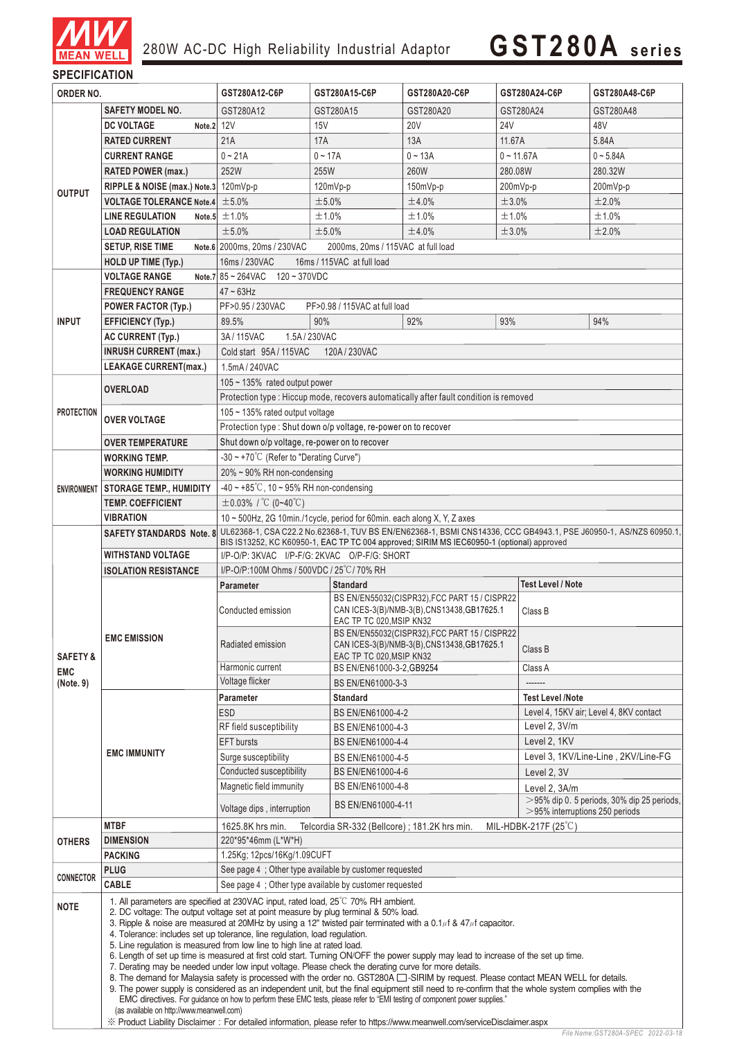## SPECIFICATION

| ORDER NO. | | GST280A12-C6P | GST280A15-C6P | GST280A20-C6P | GST280A24-C6P | GST280A48-C6P |
|---|---|---|---|---|---|---|
| OUTPUT | SAFETY MODEL NO. | GST280A12 | GST280A15 | GST280A20 | GST280A24 | GST280A48 |
| | DC VOLTAGE Note.2 | 12V | 15V | 20V | 24V | 48V |
| | RATED CURRENT | 21A | 17A | 13A | 11.67A | 5.84A |
| | CURRENT RANGE | 0 ~ 21A | 0 ~ 17A | 0 ~ 13A | 0 ~ 11.67A | 0 ~ 5.84A |
| | RATED POWER (max.) | 252W | 255W | 260W | 280.08W | 280.32W |
| | RIPPLE & NOISE (max.) Note.3 | 120mVp-p | 120mVp-p | 150mVp-p | 200mVp-p | 200mVp-p |
| | VOLTAGE TOLERANCE Note.4 | ±5.0% | ±5.0% | ±4.0% | ±3.0% | ±2.0% |
| | LINE REGULATION Note.5 | ±1.0% | ±1.0% | ±1.0% | ±1.0% | ±1.0% |
| | LOAD REGULATION | ±5.0% | ±5.0% | ±4.0% | ±3.0% | ±2.0% |
| | SETUP, RISE TIME Note.6 | 2000ms, 20ms / 230VAC    2000ms, 20ms / 115VAC at full load | | | | |
| | HOLD UP TIME (Typ.) | 16ms / 230VAC    16ms / 115VAC at full load | | | | |
| INPUT | VOLTAGE RANGE Note.7 | 85 ~ 264VAC    120 ~ 370VDC | | | | |
| | FREQUENCY RANGE | 47 ~ 63Hz | | | | |
| | POWER FACTOR (Typ.) | PF>0.95 / 230VAC    PF>0.98 / 115VAC at full load | | | | |
| | EFFICIENCY (Typ.) | 89.5% | 90% | 92% | 93% | 94% |
| | AC CURRENT (Typ.) | 3A / 115VAC    1.5A / 230VAC | | | | |
| | INRUSH CURRENT (max.) | Cold start 95A / 115VAC    120A / 230VAC | | | | |
| | LEAKAGE CURRENT(max.) | 1.5mA / 240VAC | | | | |
| PROTECTION | OVERLOAD | 105 ~ 135% rated output power | | | | |
| | | Protection type : Hiccup mode, recovers automatically after fault condition is removed | | | | |
| | OVER VOLTAGE | 105 ~ 135% rated output voltage | | | | |
| | | Protection type : Shut down o/p voltage, re-power on to recover | | | | |
| | OVER TEMPERATURE | Shut down o/p voltage, re-power on to recover | | | | |
| ENVIRONMENT | WORKING TEMP. | -30 ~ +70℃ (Refer to "Derating Curve") | | | | |
| | WORKING HUMIDITY | 20% ~ 90% RH non-condensing | | | | |
| | STORAGE TEMP., HUMIDITY | -40 ~ +85℃, 10 ~ 95% RH non-condensing | | | | |
| | TEMP. COEFFICIENT | ±0.03% / ℃ (0~40℃) | | | | |
| | VIBRATION | 10 ~ 500Hz, 2G 10min./1cycle, period for 60min. each along X, Y, Z axes | | | | |
| SAFETY & EMC (Note. 9) | SAFETY STANDARDS Note. 8 | UL62368-1, CSA C22.2 No.62368-1, TUV BS EN/EN62368-1, BSMI CNS14336, CCC GB4943.1, PSE J60950-1, AS/NZS 60950.1, BIS IS13252, KC K60950-1, EAC TP TC 004 approved; SIRIM MS IEC60950-1 (optional) approved | | | | |
| | WITHSTAND VOLTAGE | I/P-O/P: 3KVAC    I/P-F/G: 2KVAC    O/P-F/G: SHORT | | | | |
| | ISOLATION RESISTANCE | I/P-O/P:100M Ohms / 500VDC / 25℃/ 70% RH | | | | |
| | EMC EMISSION | **Parameter** | **Standard** | | **Test Level / Note** | |
| | | Conducted emission | BS EN/EN55032(CISPR32),FCC PART 15 / CISPR22 CAN ICES-3(B)/NMB-3(B),CNS13438,GB17625.1 EAC TP TC 020,MSIP KN32 | | Class B | |
| | | Radiated emission | BS EN/EN55032(CISPR32),FCC PART 15 / CISPR22 CAN ICES-3(B)/NMB-3(B),CNS13438,GB17625.1 EAC TP TC 020,MSIP KN32 | | Class B | |
| | | Harmonic current | BS EN/EN61000-3-2,GB9254 | | Class A | |
| | | Voltage flicker | BS EN/EN61000-3-3 | | ------- | |
| | EMC IMMUNITY | **Parameter** | **Standard** | | **Test Level /Note** | |
| | | ESD | BS EN/EN61000-4-2 | | Level 4, 15KV air; Level 4, 8KV contact | |
| | | RF field susceptibility | BS EN/EN61000-4-3 | | Level 2, 3V/m | |
| | | EFT bursts | BS EN/EN61000-4-4 | | Level 2, 1KV | |
| | | Surge susceptibility | BS EN/EN61000-4-5 | | Level 3, 1KV/Line-Line , 2KV/Line-FG | |
| | | Conducted susceptibility | BS EN/EN61000-4-6 | | Level 2, 3V | |
| | | Magnetic field immunity | BS EN/EN61000-4-8 | | Level 2, 3A/m | |
| | | Voltage dips , interruption | BS EN/EN61000-4-11 | | >95% dip 0. 5 periods, 30% dip 25 periods, >95% interruptions 250 periods | |
| OTHERS | MTBF | 1625.8K hrs min.    Telcordia SR-332 (Bellcore) ; 181.2K hrs min.    MIL-HDBK-217F (25℃) | | | | |
| | DIMENSION | 220*95*46mm (L*W*H) | | | | |
| | PACKING | 1.25Kg; 12pcs/16Kg/1.09CUFT | | | | |
| CONNECTOR | PLUG | See page 4 ; Other type available by customer requested | | | | |
| | CABLE | See page 4 ; Other type available by customer requested | | | | |

**NOTE**

1. All parameters are specified at 230VAC input, rated load, 25℃ 70% RH ambient.
2. DC voltage: The output voltage set at point measure by plug terminal & 50% load.
3. Ripple & noise are measured at 20MHz by using a 12" twisted pair terminated with a 0.1μf & 47μf capacitor.
4. Tolerance: includes set up tolerance, line regulation, load regulation.
5. Line regulation is measured from low line to high line at rated load.
6. Length of set up time is measured at first cold start. Turning ON/OFF the power supply may lead to increase of the set up time.
7. Derating may be needed under low input voltage. Please check the derating curve for more details.
8. The demand for Malaysia safety is processed with the order no. GST280A □-SIRIM by request. Please contact MEAN WELL for details.
9. The power supply is considered as an independent unit, but the final equipment still need to re-confirm that the whole system complies with the EMC directives. For guidance on how to perform these EMC tests, please refer to "EMI testing of component power supplies." (as available on http://www.meanwell.com)

※ Product Liability Disclaimer : For detailed information, please refer to https://www.meanwell.com/serviceDisclaimer.aspx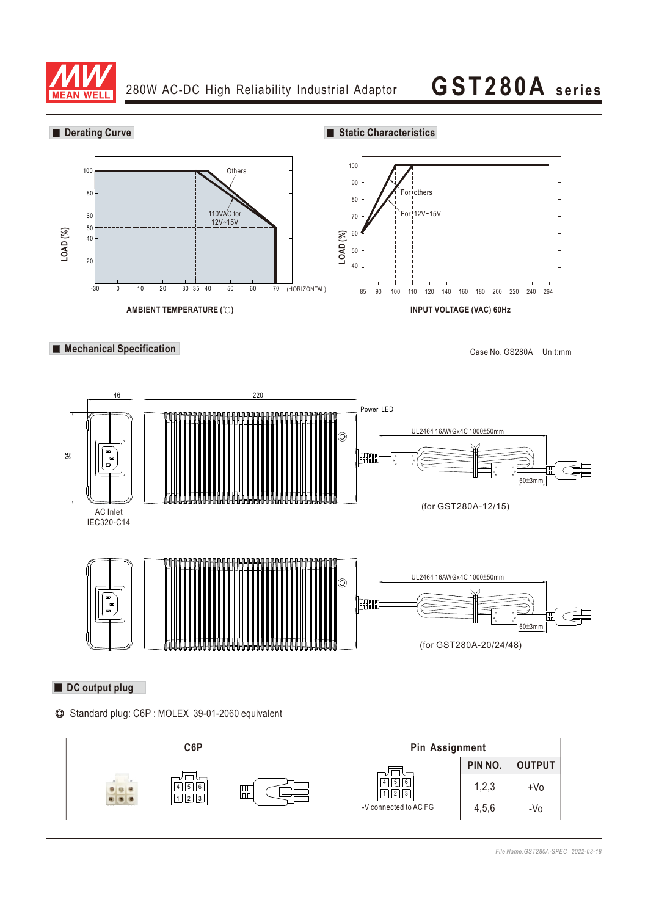## ■ Derating Curve

LOAD (%)

100, 80, 60, 50, 40, 20

Others

110VAC for 12V~15V

-30, 0, 10, 20, 30, 35, 40, 50, 60, 70 (HORIZONTAL)

**AMBIENT TEMPERATURE (℃)**

## ■ Static Characteristics

LOAD (%)

100, 90, 80, 70, 60, 50, 40

For others

For 12V~15V

85, 90, 100, 110, 120, 140, 160, 180, 200, 220, 240, 264

**INPUT VOLTAGE (VAC) 60Hz**

## ■ Mechanical Specification

Case No. GS280A Unit:mm

46

220

95

Power LED

UL2464 16AWGx4C 1000±50mm

50±3mm

AC Inlet
IEC320-C14

(for GST280A-12/15)

UL2464 16AWGx4C 1000±50mm

50±3mm

(for GST280A-20/24/48)

## ■ DC output plug

◎ Standard plug: C6P : MOLEX 39-01-2060 equivalent

| C6P | Pin Assignment | | |
|---|---|---|---|
| | -V connected to AC FG | PIN NO. | OUTPUT |
| | | 1,2,3 | +Vo |
| | | 4,5,6 | -Vo |

*File Name:GST280A-SPEC 2022-03-18*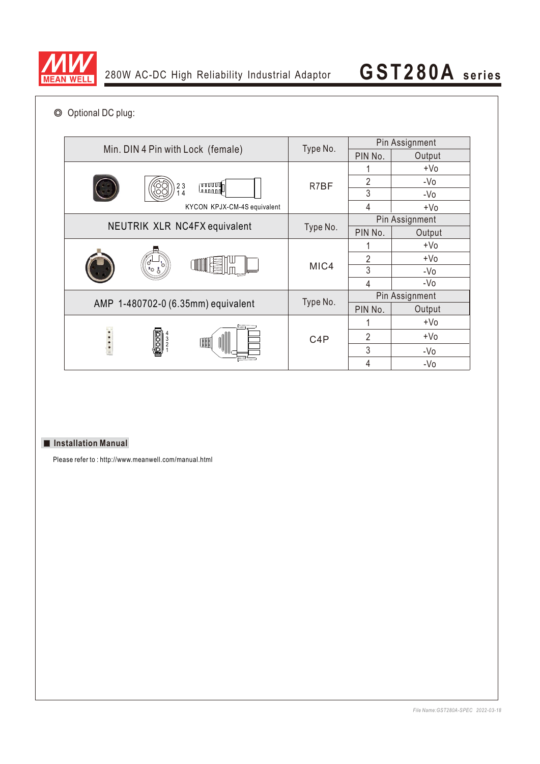◎ Optional DC plug:

| Min. DIN 4 Pin with Lock (female) | Type No. | Pin Assignment | |
|---|---|---|---|
| | | PIN No. | Output |
| KYCON KPJX-CM-4S equivalent | R7BF | 1 | +Vo |
| | | 2 | -Vo |
| | | 3 | -Vo |
| | | 4 | +Vo |

| NEUTRIK XLR NC4FX equivalent | Type No. | Pin Assignment | |
|---|---|---|---|
| | | PIN No. | Output |
| | MIC4 | 1 | +Vo |
| | | 2 | +Vo |
| | | 3 | -Vo |
| | | 4 | -Vo |

| AMP 1-480702-0 (6.35mm) equivalent | Type No. | Pin Assignment | |
|---|---|---|---|
| | | PIN No. | Output |
| | C4P | 1 | +Vo |
| | | 2 | +Vo |
| | | 3 | -Vo |
| | | 4 | -Vo |

## Installation Manual

Please refer to : http://www.meanwell.com/manual.html